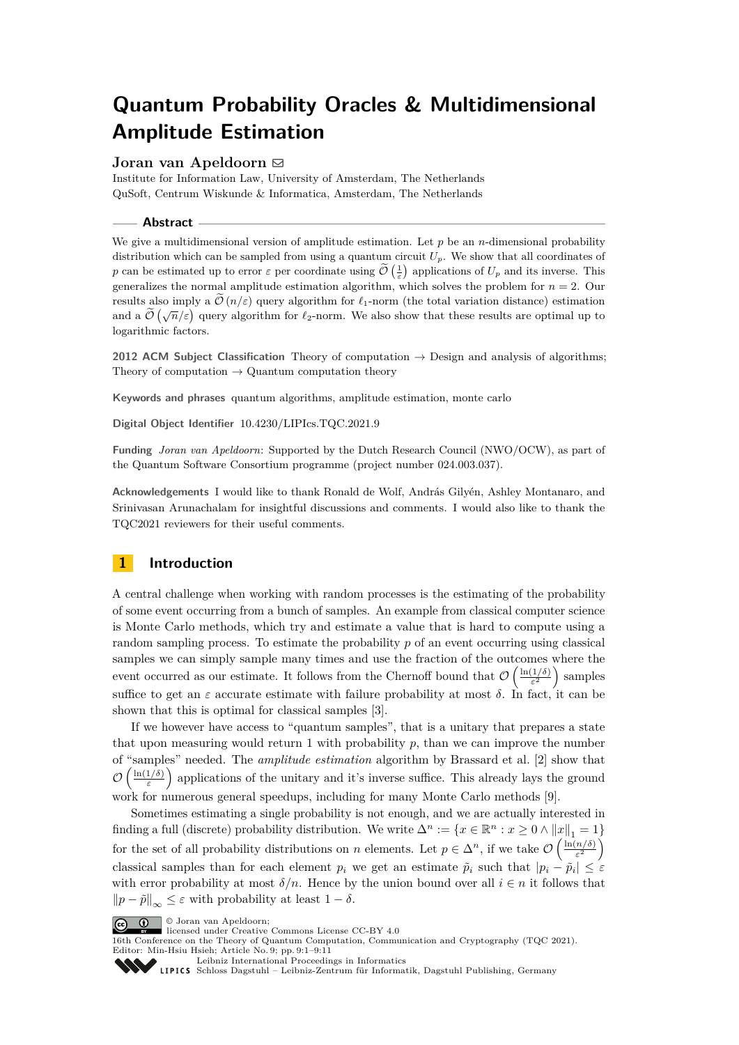# Quantum Probability Oracles & Multidimensional Amplitude Estimation

**Joran van Apeldoorn** ✉

Institute for Information Law, University of Amsterdam, The Netherlands
QuSoft, Centrum Wiskunde & Informatica, Amsterdam, The Netherlands

## Abstract

We give a multidimensional version of amplitude estimation. Let $p$ be an $n$-dimensional probability distribution which can be sampled from using a quantum circuit $U_p$. We show that all coordinates of $p$ can be estimated up to error $\varepsilon$ per coordinate using $\widetilde{\mathcal{O}}\left(\frac{1}{\varepsilon}\right)$ applications of $U_p$ and its inverse. This generalizes the normal amplitude estimation algorithm, which solves the problem for $n = 2$. Our results also imply a $\widetilde{\mathcal{O}}\left(n/\varepsilon\right)$ query algorithm for $\ell_1$-norm (the total variation distance) estimation and a $\widetilde{\mathcal{O}}\left(\sqrt{n}/\varepsilon\right)$ query algorithm for $\ell_2$-norm. We also show that these results are optimal up to logarithmic factors.

**2012 ACM Subject Classification** Theory of computation → Design and analysis of algorithms; Theory of computation → Quantum computation theory

**Keywords and phrases** quantum algorithms, amplitude estimation, monte carlo

**Digital Object Identifier** 10.4230/LIPIcs.TQC.2021.9

**Funding** *Joran van Apeldoorn*: Supported by the Dutch Research Council (NWO/OCW), as part of the Quantum Software Consortium programme (project number 024.003.037).

**Acknowledgements** I would like to thank Ronald de Wolf, András Gilyén, Ashley Montanaro, and Srinivasan Arunachalam for insightful discussions and comments. I would also like to thank the TQC2021 reviewers for their useful comments.

## 1 Introduction

A central challenge when working with random processes is the estimating of the probability of some event occurring from a bunch of samples. An example from classical computer science is Monte Carlo methods, which try and estimate a value that is hard to compute using a random sampling process. To estimate the probability $p$ of an event occurring using classical samples we can simply sample many times and use the fraction of the outcomes where the event occurred as our estimate. It follows from the Chernoff bound that $\mathcal{O}\left(\frac{\ln(1/\delta)}{\varepsilon^2}\right)$ samples suffice to get an $\varepsilon$ accurate estimate with failure probability at most $\delta$. In fact, it can be shown that this is optimal for classical samples [3].

If we however have access to "quantum samples", that is a unitary that prepares a state that upon measuring would return 1 with probability $p$, than we can improve the number of "samples" needed. The *amplitude estimation* algorithm by Brassard et al. [2] show that $\mathcal{O}\left(\frac{\ln(1/\delta)}{\varepsilon}\right)$ applications of the unitary and it's inverse suffice. This already lays the ground work for numerous general speedups, including for many Monte Carlo methods [9].

Sometimes estimating a single probability is not enough, and we are actually interested in finding a full (discrete) probability distribution. We write $\Delta^n := \{x \in \mathbb{R}^n : x \geq 0 \wedge \|x\|_1 = 1\}$ for the set of all probability distributions on $n$ elements. Let $p \in \Delta^n$, if we take $\mathcal{O}\left(\frac{\ln(n/\delta)}{\varepsilon^2}\right)$ classical samples than for each element $p_i$ we get an estimate $\tilde{p}_i$ such that $|p_i - \tilde{p}_i| \leq \varepsilon$ with error probability at most $\delta/n$. Hence by the union bound over all $i \in n$ it follows that $\|p - \tilde{p}\|_\infty \leq \varepsilon$ with probability at least $1 - \delta$.

© Joran van Apeldoorn;
licensed under Creative Commons License CC-BY 4.0
16th Conference on the Theory of Quantum Computation, Communication and Cryptography (TQC 2021).
Editor: Min-Hsiu Hsieh; Article No. 9; pp. 9:1–9:11
Leibniz International Proceedings in Informatics
Schloss Dagstuhl – Leibniz-Zentrum für Informatik, Dagstuhl Publishing, Germany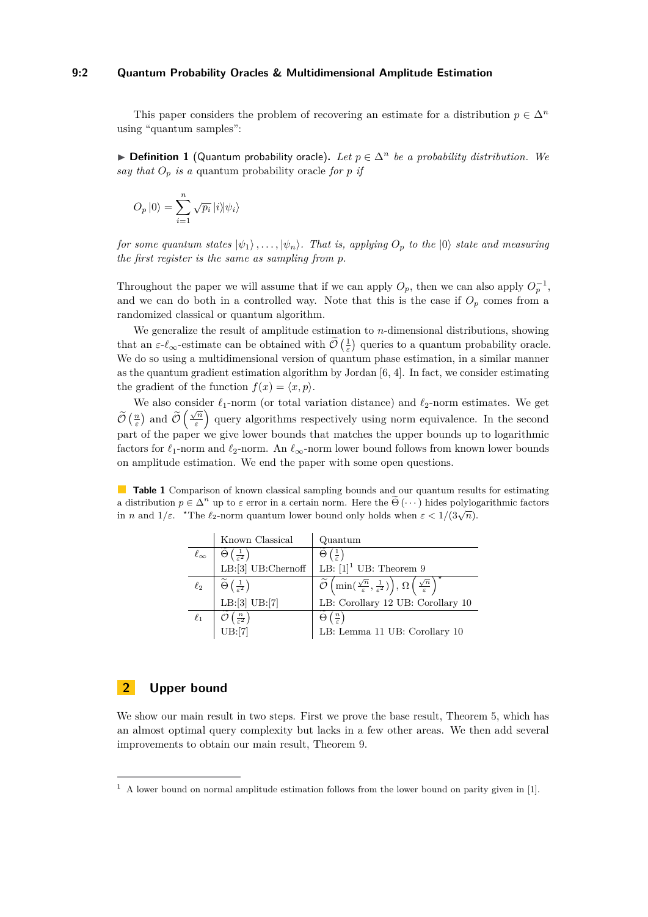This paper considers the problem of recovering an estimate for a distribution $p \in \Delta^n$ using "quantum samples":

▶ **Definition 1** (Quantum probability oracle). *Let $p \in \Delta^n$ be a probability distribution. We say that $O_p$ is a* quantum probability oracle *for $p$ if*

$$O_p |0\rangle = \sum_{i=1}^{n} \sqrt{p_i} |i\rangle|\psi_i\rangle$$

*for some quantum states $|\psi_1\rangle, \ldots, |\psi_n\rangle$. That is, applying $O_p$ to the $|0\rangle$ state and measuring the first register is the same as sampling from $p$.*

Throughout the paper we will assume that if we can apply $O_p$, then we can also apply $O_p^{-1}$, and we can do both in a controlled way. Note that this is the case if $O_p$ comes from a randomized classical or quantum algorithm.

We generalize the result of amplitude estimation to $n$-dimensional distributions, showing that an $\varepsilon$-$\ell_\infty$-estimate can be obtained with $\widetilde{\mathcal{O}}\left(\frac{1}{\varepsilon}\right)$ queries to a quantum probability oracle. We do so using a multidimensional version of quantum phase estimation, in a similar manner as the quantum gradient estimation algorithm by Jordan [6, 4]. In fact, we consider estimating the gradient of the function $f(x) = \langle x, p\rangle$.

We also consider $\ell_1$-norm (or total variation distance) and $\ell_2$-norm estimates. We get $\widetilde{\mathcal{O}}\left(\frac{n}{\varepsilon}\right)$ and $\widetilde{\mathcal{O}}\left(\frac{\sqrt{n}}{\varepsilon}\right)$ query algorithms respectively using norm equivalence. In the second part of the paper we give lower bounds that matches the upper bounds up to logarithmic factors for $\ell_1$-norm and $\ell_2$-norm. An $\ell_\infty$-norm lower bound follows from known lower bounds on amplitude estimation. We end the paper with some open questions.

**Table 1** Comparison of known classical sampling bounds and our quantum results for estimating a distribution $p \in \Delta^n$ up to $\varepsilon$ error in a certain norm. Here the $\widetilde{\Theta}(\cdots)$ hides polylogarithmic factors in $n$ and $1/\varepsilon$. *The $\ell_2$-norm quantum lower bound only holds when $\varepsilon < 1/(3\sqrt{n})$.

| | Known Classical | Quantum |
|---|---|---|
| $\ell_\infty$ | $\Theta\left(\frac{1}{\varepsilon^2}\right)$ LB:[3] UB:Chernoff | $\widetilde{\Theta}\left(\frac{1}{\varepsilon}\right)$ LB: [1][1] UB: Theorem 9 |
| $\ell_2$ | $\widetilde{\Theta}\left(\frac{1}{\varepsilon^2}\right)$ LB:[3] UB:[7] | $\widetilde{\mathcal{O}}\left(\min(\frac{\sqrt{n}}{\varepsilon}, \frac{1}{\varepsilon^2})\right)$, $\Omega\left(\frac{\sqrt{n}}{\varepsilon}\right)^*$ LB: Corollary 12 UB: Corollary 10 |
| $\ell_1$ | $\widetilde{\mathcal{O}}\left(\frac{n}{\varepsilon^2}\right)$ UB:[7] | $\widetilde{\Theta}\left(\frac{n}{\varepsilon}\right)$ LB: Lemma 11 UB: Corollary 10 |

## 2 Upper bound

We show our main result in two steps. First we prove the base result, Theorem 5, which has an almost optimal query complexity but lacks in a few other areas. We then add several improvements to obtain our main result, Theorem 9.

[1] A lower bound on normal amplitude estimation follows from the lower bound on parity given in [1].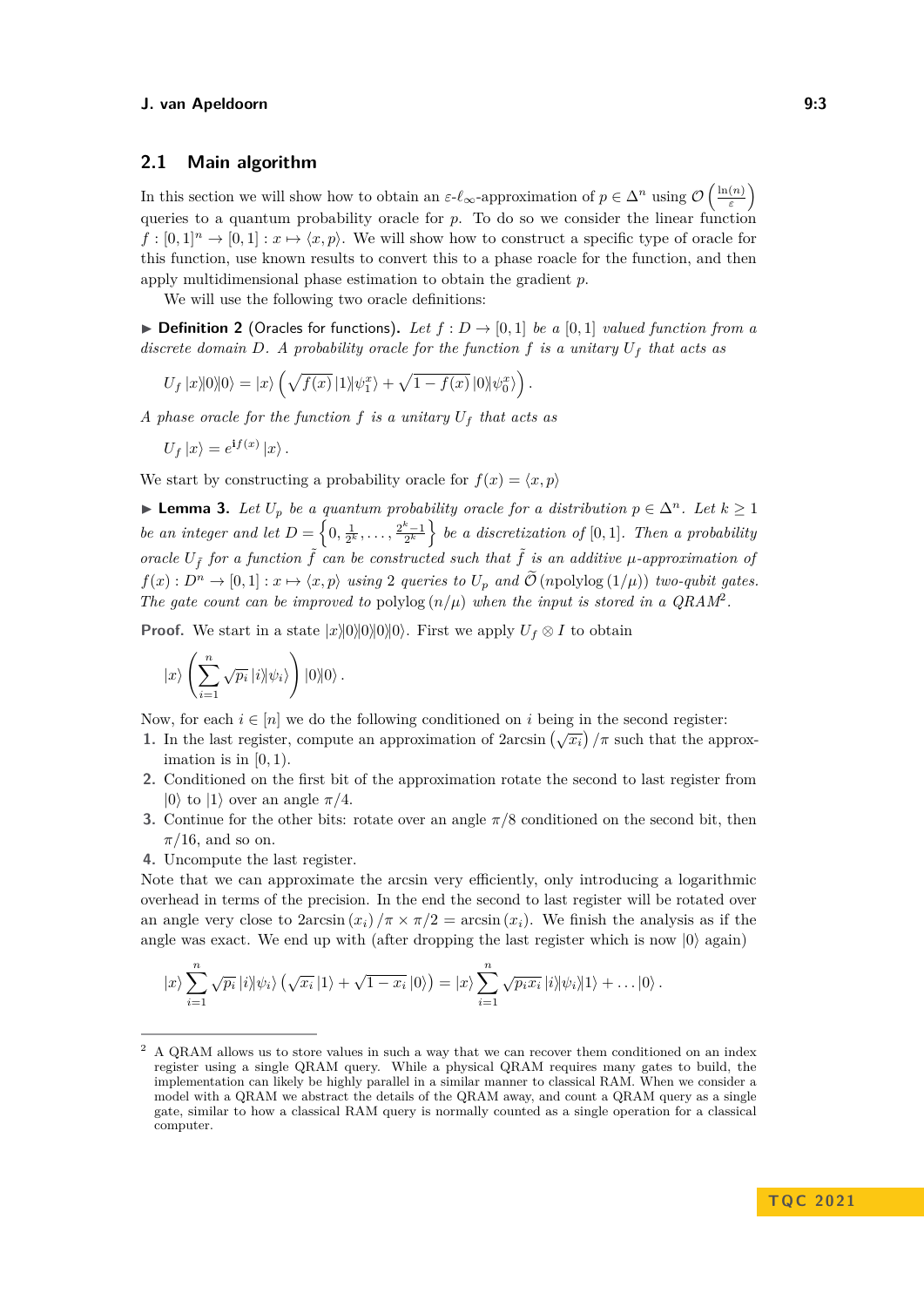## 2.1 Main algorithm

In this section we will show how to obtain an $\varepsilon$-$\ell_\infty$-approximation of $p \in \Delta^n$ using $\mathcal{O}\left(\frac{\ln(n)}{\varepsilon}\right)$ queries to a quantum probability oracle for $p$. To do so we consider the linear function $f : [0,1]^n \to [0,1] : x \mapsto \langle x, p\rangle$. We will show how to construct a specific type of oracle for this function, use known results to convert this to a phase roacle for the function, and then apply multidimensional phase estimation to obtain the gradient $p$.

We will use the following two oracle definitions:

▶ **Definition 2** (Oracles for functions). *Let $f : D \to [0,1]$ be a $[0,1]$ valued function from a discrete domain $D$. A probability oracle for the function $f$ is a unitary $U_f$ that acts as*

$$U_f \left|x\right\rangle\left|0\right\rangle\left|0\right\rangle = \left|x\right\rangle \left( \sqrt{f(x)} \left|1\right\rangle\left|\psi_1^x\right\rangle + \sqrt{1-f(x)} \left|0\right\rangle\left|\psi_0^x\right\rangle \right).$$

*A phase oracle for the function $f$ is a unitary $U_f$ that acts as*

$$U_f \left|x\right\rangle = e^{\mathbf{i} f(x)} \left|x\right\rangle.$$

We start by constructing a probability oracle for $f(x) = \langle x, p\rangle$

▶ **Lemma 3.** *Let $U_p$ be a quantum probability oracle for a distribution $p \in \Delta^n$. Let $k \geq 1$ be an integer and let $D = \left\{0, \frac{1}{2^k}, \ldots, \frac{2^k-1}{2^k}\right\}$ be a discretization of $[0,1]$. Then a probability oracle $U_{\tilde{f}}$ for a function $\tilde{f}$ can be constructed such that $\tilde{f}$ is an additive $\mu$-approximation of $f(x) : D^n \to [0,1] : x \mapsto \langle x, p\rangle$ using 2 queries to $U_p$ and $\widetilde{\mathcal{O}}\left(\mathrm{npolylog}\left(1/\mu\right)\right)$ two-qubit gates. The gate count can be improved to $\mathrm{polylog}\left(n/\mu\right)$ when the input is stored in a QRAM*[2]*.*

**Proof.** We start in a state $\left|x\right\rangle\left|0\right\rangle\left|0\right\rangle\left|0\right\rangle\left|0\right\rangle$. First we apply $U_f \otimes I$ to obtain

$$\left|x\right\rangle \left( \sum_{i=1}^{n} \sqrt{p_i} \left|i\right\rangle\left|\psi_i\right\rangle \right) \left|0\right\rangle\left|0\right\rangle.$$

Now, for each $i \in [n]$ we do the following conditioned on $i$ being in the second register:

1. In the last register, compute an approximation of $2\arcsin\left(\sqrt{x_i}\right)/\pi$ such that the approximation is in $[0,1)$.
2. Conditioned on the first bit of the approximation rotate the second to last register from $\left|0\right\rangle$ to $\left|1\right\rangle$ over an angle $\pi/4$.
3. Continue for the other bits: rotate over an angle $\pi/8$ conditioned on the second bit, then $\pi/16$, and so on.
4. Uncompute the last register.

Note that we can approximate the arcsin very efficiently, only introducing a logarithmic overhead in terms of the precision. In the end the second to last register will be rotated over an angle very close to $2\arcsin\left(x_i\right)/\pi \times \pi/2 = \arcsin(x_i)$. We finish the analysis as if the angle was exact. We end up with (after dropping the last register which is now $\left|0\right\rangle$ again)

$$\left|x\right\rangle \sum_{i=1}^{n} \sqrt{p_i} \left|i\right\rangle\left|\psi_i\right\rangle \left( \sqrt{x_i} \left|1\right\rangle + \sqrt{1-x_i} \left|0\right\rangle \right) = \left|x\right\rangle \sum_{i=1}^{n} \sqrt{p_i x_i} \left|i\right\rangle\left|\psi_i\right\rangle\left|1\right\rangle + \ldots\left|0\right\rangle.$$

[2] A QRAM allows us to store values in such a way that we can recover them conditioned on an index register using a single QRAM query. While a physical QRAM requires many gates to build, the implementation can likely be highly parallel in a similar manner to classical RAM. When we consider a model with a QRAM we abstract the details of the QRAM away, and count a QRAM query as a single gate, similar to how a classical RAM query is normally counted as a single operation for a classical computer.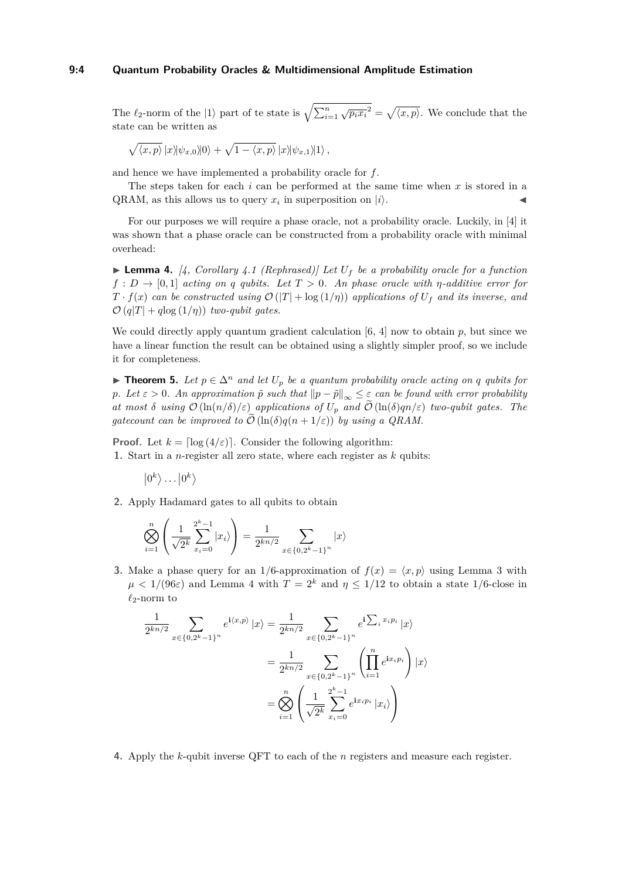The $\ell_2$-norm of the $|1\rangle$ part of te state is $\sqrt{\sum_{i=1}^{n} \sqrt{p_i x_i}^2} = \sqrt{\langle x, p\rangle}$. We conclude that the state can be written as

$$\sqrt{\langle x, p\rangle}\, |x\rangle|\psi_{x,0}\rangle|0\rangle + \sqrt{1 - \langle x, p\rangle}\, |x\rangle|\psi_{x,1}\rangle|1\rangle\,,$$

and hence we have implemented a probability oracle for $f$.

The steps taken for each $i$ can be performed at the same time when $x$ is stored in a QRAM, as this allows us to query $x_i$ in superposition on $|i\rangle$. ◀

For our purposes we will require a phase oracle, not a probability oracle. Luckily, in [4] it was shown that a phase oracle can be constructed from a probability oracle with minimal overhead:

▶ **Lemma 4.** *[4, Corollary 4.1 (Rephrased)] Let $U_f$ be a probability oracle for a function $f : D \to [0, 1]$ acting on $q$ qubits. Let $T > 0$. An phase oracle with $\eta$-additive error for $T \cdot f(x)$ can be constructed using $\mathcal{O}(|T| + \log(1/\eta))$ applications of $U_f$ and its inverse, and $\mathcal{O}(q|T| + q\log(1/\eta))$ two-qubit gates.*

We could directly apply quantum gradient calculation [6, 4] now to obtain $p$, but since we have a linear function the result can be obtained using a slightly simpler proof, so we include it for completeness.

▶ **Theorem 5.** *Let $p \in \Delta^n$ and let $U_p$ be a quantum probability oracle acting on $q$ qubits for $p$. Let $\varepsilon > 0$. An approximation $\tilde{p}$ such that $\|p - \tilde{p}\|_\infty \leq \varepsilon$ can be found with error probability at most $\delta$ using $\mathcal{O}(\ln(n/\delta)/\varepsilon)$ applications of $U_p$ and $\widetilde{\mathcal{O}}(\ln(\delta)qn/\varepsilon)$ two-qubit gates. The gatecount can be improved to $\widetilde{\mathcal{O}}(\ln(\delta)q(n + 1/\varepsilon))$ by using a QRAM.*

**Proof.** Let $k = \lceil \log(4/\varepsilon) \rceil$. Consider the following algorithm:

1. Start in a $n$-register all zero state, where each register as $k$ qubits:

$$\left|0^k\right\rangle \dots \left|0^k\right\rangle$$

2. Apply Hadamard gates to all qubits to obtain

$$\bigotimes_{i=1}^{n} \left( \frac{1}{\sqrt{2^k}} \sum_{x_i=0}^{2^k-1} |x_i\rangle \right) = \frac{1}{2^{kn/2}} \sum_{x \in \{0, 2^k-1\}^n} |x\rangle$$

3. Make a phase query for an 1/6-approximation of $f(x) = \langle x, p\rangle$ using Lemma 3 with $\mu < 1/(96\varepsilon)$ and Lemma 4 with $T = 2^k$ and $\eta \leq 1/12$ to obtain a state 1/6-close in $\ell_2$-norm to

$$\begin{aligned}
\frac{1}{2^{kn/2}} \sum_{x \in \{0, 2^k-1\}^n} e^{\mathbf{i}\langle x, p\rangle} |x\rangle &= \frac{1}{2^{kn/2}} \sum_{x \in \{0, 2^k-1\}^n} e^{\mathbf{i}\sum_i x_i p_i} |x\rangle \\
&= \frac{1}{2^{kn/2}} \sum_{x \in \{0, 2^k-1\}^n} \left( \prod_{i=1}^{n} e^{\mathbf{i}x_i p_i} \right) |x\rangle \\
&= \bigotimes_{i=1}^{n} \left( \frac{1}{\sqrt{2^k}} \sum_{x_i=0}^{2^k-1} e^{\mathbf{i}x_i p_i} |x_i\rangle \right)
\end{aligned}$$

4. Apply the $k$-qubit inverse QFT to each of the $n$ registers and measure each register.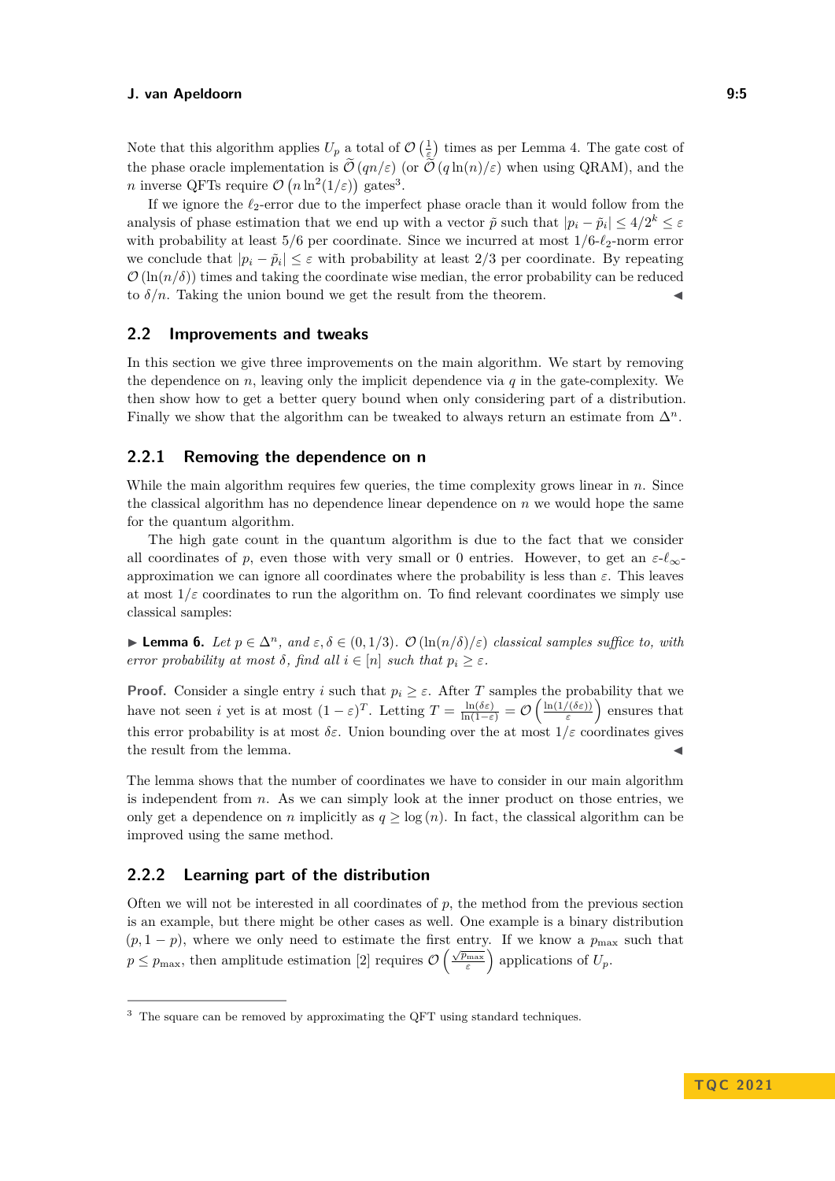Note that this algorithm applies $U_p$ a total of $\mathcal{O}\left(\frac{1}{\varepsilon}\right)$ times as per Lemma 4. The gate cost of the phase oracle implementation is $\widetilde{\mathcal{O}}\left(qn/\varepsilon\right)$ (or $\widetilde{\mathcal{O}}\left(q\ln(n)/\varepsilon\right)$ when using QRAM), and the $n$ inverse QFTs require $\mathcal{O}\left(n\ln^2(1/\varepsilon)\right)$ gates[3].

If we ignore the $\ell_2$-error due to the imperfect phase oracle than it would follow from the analysis of phase estimation that we end up with a vector $\tilde{p}$ such that $|p_i - \tilde{p}_i| \leq 4/2^k \leq \varepsilon$ with probability at least $5/6$ per coordinate. Since we incurred at most $1/6$-$\ell_2$-norm error we conclude that $|p_i - \tilde{p}_i| \leq \varepsilon$ with probability at least $2/3$ per coordinate. By repeating $\mathcal{O}\left(\ln(n/\delta)\right)$ times and taking the coordinate wise median, the error probability can be reduced to $\delta/n$. Taking the union bound we get the result from the theorem. ◀

## 2.2 Improvements and tweaks

In this section we give three improvements on the main algorithm. We start by removing the dependence on $n$, leaving only the implicit dependence via $q$ in the gate-complexity. We then show how to get a better query bound when only considering part of a distribution. Finally we show that the algorithm can be tweaked to always return an estimate from $\Delta^n$.

### 2.2.1 Removing the dependence on n

While the main algorithm requires few queries, the time complexity grows linear in $n$. Since the classical algorithm has no dependence linear dependence on $n$ we would hope the same for the quantum algorithm.

The high gate count in the quantum algorithm is due to the fact that we consider all coordinates of $p$, even those with very small or 0 entries. However, to get an $\varepsilon$-$\ell_\infty$-approximation we can ignore all coordinates where the probability is less than $\varepsilon$. This leaves at most $1/\varepsilon$ coordinates to run the algorithm on. To find relevant coordinates we simply use classical samples:

▶ **Lemma 6.** *Let $p \in \Delta^n$, and $\varepsilon, \delta \in (0, 1/3)$. $\mathcal{O}\left(\ln(n/\delta)/\varepsilon\right)$ classical samples suffice to, with error probability at most $\delta$, find all $i \in [n]$ such that $p_i \geq \varepsilon$.*

**Proof.** Consider a single entry $i$ such that $p_i \geq \varepsilon$. After $T$ samples the probability that we have not seen $i$ yet is at most $(1-\varepsilon)^T$. Letting $T = \frac{\ln(\delta\varepsilon)}{\ln(1-\varepsilon)} = \mathcal{O}\left(\frac{\ln(1/(\delta\varepsilon))}{\varepsilon}\right)$ ensures that this error probability is at most $\delta\varepsilon$. Union bounding over the at most $1/\varepsilon$ coordinates gives the result from the lemma. ◀

The lemma shows that the number of coordinates we have to consider in our main algorithm is independent from $n$. As we can simply look at the inner product on those entries, we only get a dependence on $n$ implicitly as $q \geq \log(n)$. In fact, the classical algorithm can be improved using the same method.

### 2.2.2 Learning part of the distribution

Often we will not be interested in all coordinates of $p$, the method from the previous section is an example, but there might be other cases as well. One example is a binary distribution $(p, 1-p)$, where we only need to estimate the first entry. If we know a $p_{\max}$ such that $p \leq p_{\max}$, then amplitude estimation [2] requires $\mathcal{O}\left(\frac{\sqrt{p_{\max}}}{\varepsilon}\right)$ applications of $U_p$.

[3] The square can be removed by approximating the QFT using standard techniques.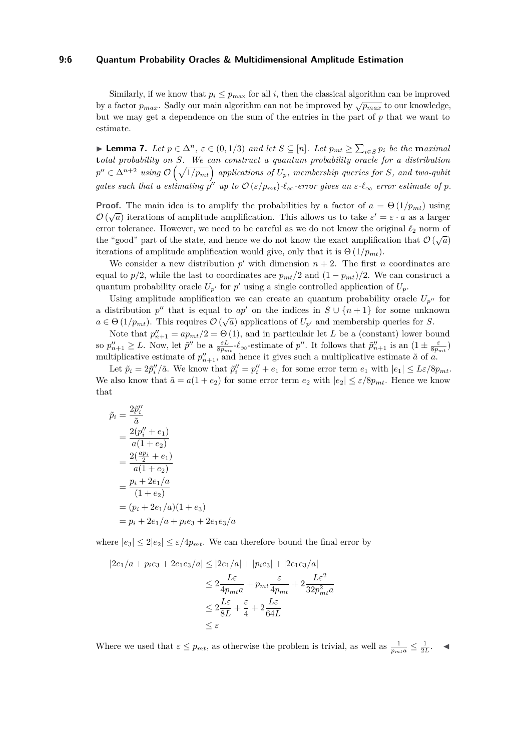Similarly, if we know that $p_i \leq p_{\max}$ for all $i$, then the classical algorithm can be improved by a factor $p_{max}$. Sadly our main algorithm can not be improved by $\sqrt{p_{max}}$ to our knowledge, but we may get a dependence on the sum of the entries in the part of $p$ that we want to estimate.

▶ **Lemma 7.** *Let $p \in \Delta^n$, $\varepsilon \in (0, 1/3)$ and let $S \subseteq [n]$. Let $p_{mt} \geq \sum_{i \in S} p_i$ be the* **m***aximal* **t***otal probability on $S$. We can construct a quantum probability oracle for a distribution $p'' \in \Delta^{n+2}$ using $\mathcal{O}\left(\sqrt{1/p_{mt}}\right)$ applications of $U_p$, membership queries for $S$, and two-qubit gates such that a estimating $p''$ up to $\mathcal{O}\left(\varepsilon/p_{mt}\right)$-$\ell_\infty$-error gives an $\varepsilon$-$\ell_\infty$ error estimate of $p$.*

**Proof.** The main idea is to amplify the probabilities by a factor of $a = \Theta\left(1/p_{mt}\right)$ using $\mathcal{O}\left(\sqrt{a}\right)$ iterations of amplitude amplification. This allows us to take $\varepsilon' = \varepsilon \cdot a$ as a larger error tolerance. However, we need to be careful as we do not know the original $\ell_2$ norm of the "good" part of the state, and hence we do not know the exact amplification that $\mathcal{O}\left(\sqrt{a}\right)$ iterations of amplitude amplification would give, only that it is $\Theta\left(1/p_{mt}\right)$.

We consider a new distribution $p'$ with dimension $n+2$. The first $n$ coordinates are equal to $p/2$, while the last to coordinates are $p_{mt}/2$ and $(1 - p_{mt})/2$. We can construct a quantum probability oracle $U_{p'}$ for $p'$ using a single controlled application of $U_p$.

Using amplitude amplification we can create an quantum probability oracle $U_{p''}$ for a distribution $p''$ that is equal to $ap'$ on the indices in $S \cup \{n+1\}$ for some unknown $a \in \Theta\left(1/p_{mt}\right)$. This requires $\mathcal{O}\left(\sqrt{a}\right)$ applications of $U_{p'}$ and membership queries for $S$.

Note that $p''_{n+1} = ap_{mt}/2 = \Theta\left(1\right)$, and in particulair let $L$ be a (constant) lower bound so $p''_{n+1} \geq L$. Now, let $\tilde{p}''$ be a $\frac{\varepsilon L}{8p_{mt}}$-$\ell_\infty$-estimate of $p''$. It follows that $\tilde{p}''_{n+1}$ is an $(1 \pm \frac{\varepsilon}{8p_{mt}})$ multiplicative estimate of $p''_{n+1}$, and hence it gives such a multiplicative estimate $\tilde{a}$ of $a$.

Let $\tilde{p}_i = 2\tilde{p}''_i/\tilde{a}$. We know that $\tilde{p}''_i = p''_i + e_1$ for some error term $e_1$ with $|e_1| \leq L\varepsilon/8p_{mt}$. We also know that $\tilde{a} = a(1 + e_2)$ for some error term $e_2$ with $|e_2| \leq \varepsilon/8p_{mt}$. Hence we know that

$$
\begin{aligned}
\tilde{p}_i &= \frac{2\tilde{p}''_i}{\tilde{a}} \\
&= \frac{2(p''_i + e_1)}{a(1 + e_2)} \\
&= \frac{2(\frac{ap_i}{2} + e_1)}{a(1 + e_2)} \\
&= \frac{p_i + 2e_1/a}{(1 + e_2)} \\
&= (p_i + 2e_1/a)(1 + e_3) \\
&= p_i + 2e_1/a + p_i e_3 + 2e_1 e_3/a
\end{aligned}
$$

where $|e_3| \leq 2|e_2| \leq \varepsilon/4p_{mt}$. We can therefore bound the final error by

$$
\begin{aligned}
|2e_1/a + p_i e_3 + 2e_1 e_3/a| &\leq |2e_1/a| + |p_i e_3| + |2e_1 e_3/a| \\
&\leq 2\frac{L\varepsilon}{4p_{mt}a} + p_{mt}\frac{\varepsilon}{4p_{mt}} + 2\frac{L\varepsilon^2}{32p_{mt}^2 a} \\
&\leq 2\frac{L\varepsilon}{8L} + \frac{\varepsilon}{4} + 2\frac{L\varepsilon}{64L} \\
&\leq \varepsilon
\end{aligned}
$$

Where we used that $\varepsilon \leq p_{mt}$, as otherwise the problem is trivial, as well as $\frac{1}{p_{mt}a} \leq \frac{1}{2L}$. ◀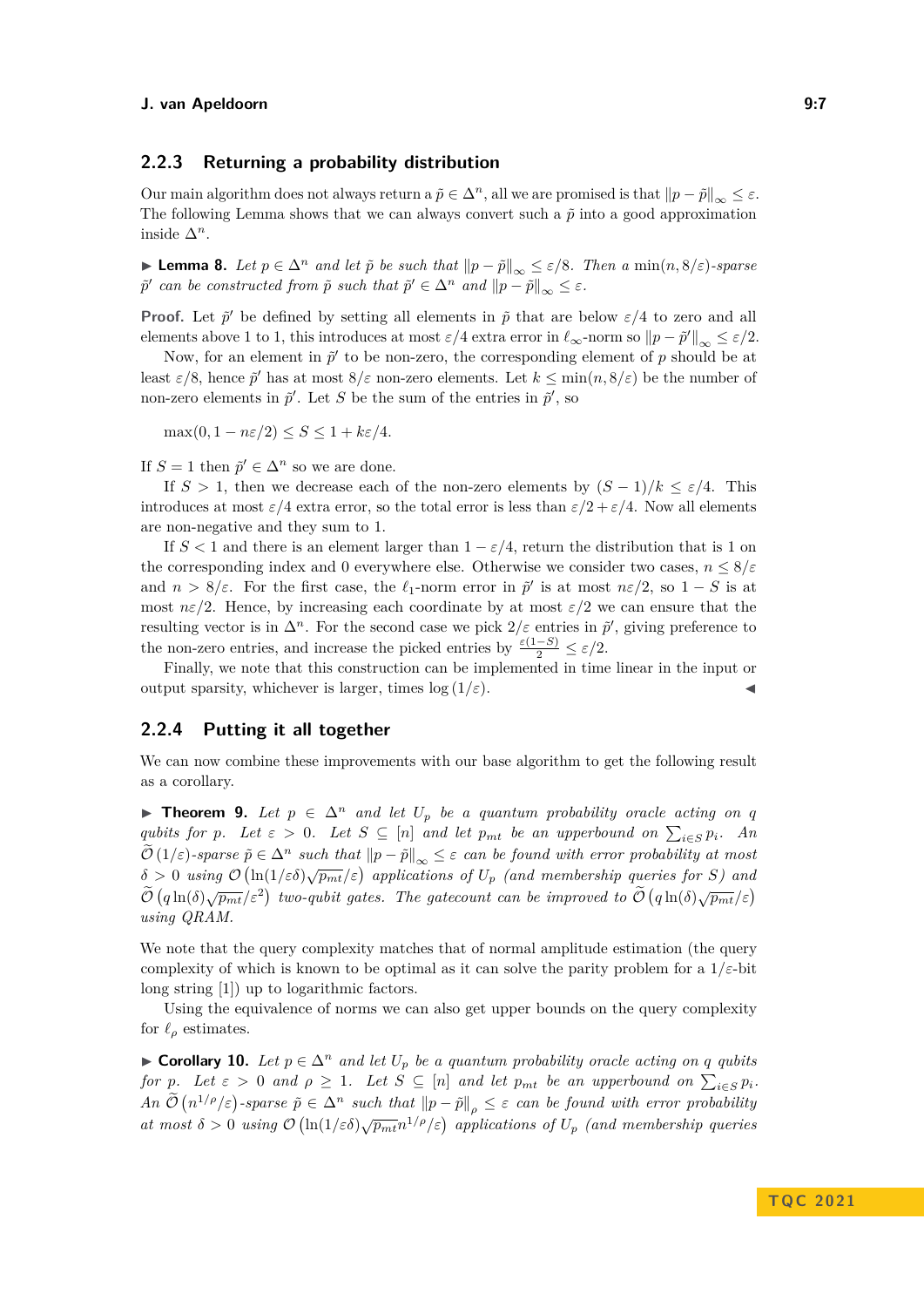### 2.2.3 Returning a probability distribution

Our main algorithm does not always return a $\tilde{p} \in \Delta^n$, all we are promised is that $\|p - \tilde{p}\|_\infty \leq \varepsilon$. The following Lemma shows that we can always convert such a $\tilde{p}$ into a good approximation inside $\Delta^n$.

▶ **Lemma 8.** *Let $p \in \Delta^n$ and let $\tilde{p}$ be such that $\|p - \tilde{p}\|_\infty \leq \varepsilon/8$. Then a $\min(n, 8/\varepsilon)$-sparse $\tilde{p}'$ can be constructed from $\tilde{p}$ such that $\tilde{p}' \in \Delta^n$ and $\|p - \tilde{p}\|_\infty \leq \varepsilon$.*

**Proof.** Let $\tilde{p}'$ be defined by setting all elements in $\tilde{p}$ that are below $\varepsilon/4$ to zero and all elements above 1 to 1, this introduces at most $\varepsilon/4$ extra error in $\ell_\infty$-norm so $\|p - \tilde{p}'\|_\infty \leq \varepsilon/2$.

Now, for an element in $\tilde{p}'$ to be non-zero, the corresponding element of $p$ should be at least $\varepsilon/8$, hence $\tilde{p}'$ has at most $8/\varepsilon$ non-zero elements. Let $k \leq \min(n, 8/\varepsilon)$ be the number of non-zero elements in $\tilde{p}'$. Let $S$ be the sum of the entries in $\tilde{p}'$, so

$$\max(0, 1 - n\varepsilon/2) \leq S \leq 1 + k\varepsilon/4.$$

If $S = 1$ then $\tilde{p}' \in \Delta^n$ so we are done.

If $S > 1$, then we decrease each of the non-zero elements by $(S - 1)/k \leq \varepsilon/4$. This introduces at most $\varepsilon/4$ extra error, so the total error is less than $\varepsilon/2 + \varepsilon/4$. Now all elements are non-negative and they sum to 1.

If $S < 1$ and there is an element larger than $1 - \varepsilon/4$, return the distribution that is 1 on the corresponding index and 0 everywhere else. Otherwise we consider two cases, $n \leq 8/\varepsilon$ and $n > 8/\varepsilon$. For the first case, the $\ell_1$-norm error in $\tilde{p}'$ is at most $n\varepsilon/2$, so $1 - S$ is at most $n\varepsilon/2$. Hence, by increasing each coordinate by at most $\varepsilon/2$ we can ensure that the resulting vector is in $\Delta^n$. For the second case we pick $2/\varepsilon$ entries in $\tilde{p}'$, giving preference to the non-zero entries, and increase the picked entries by $\frac{\varepsilon(1-S)}{2} \leq \varepsilon/2$.

Finally, we note that this construction can be implemented in time linear in the input or output sparsity, whichever is larger, times $\log(1/\varepsilon)$. ◀

### 2.2.4 Putting it all together

We can now combine these improvements with our base algorithm to get the following result as a corollary.

▶ **Theorem 9.** *Let $p \in \Delta^n$ and let $U_p$ be a quantum probability oracle acting on $q$ qubits for $p$. Let $\varepsilon > 0$. Let $S \subseteq [n]$ and let $p_{mt}$ be an upperbound on $\sum_{i \in S} p_i$. An $\widetilde{\mathcal{O}}(1/\varepsilon)$-sparse $\tilde{p} \in \Delta^n$ such that $\|p - \tilde{p}\|_\infty \leq \varepsilon$ can be found with error probability at most $\delta > 0$ using $\mathcal{O}\left(\ln(1/\varepsilon\delta)\sqrt{p_{mt}}/\varepsilon\right)$ applications of $U_p$ (and membership queries for $S$) and $\widetilde{\mathcal{O}}\left(q \ln(\delta)\sqrt{p_{mt}}/\varepsilon^2\right)$ two-qubit gates. The gatecount can be improved to $\widetilde{\mathcal{O}}\left(q \ln(\delta)\sqrt{p_{mt}}/\varepsilon\right)$ using QRAM.*

We note that the query complexity matches that of normal amplitude estimation (the query complexity of which is known to be optimal as it can solve the parity problem for a $1/\varepsilon$-bit long string [1]) up to logarithmic factors.

Using the equivalence of norms we can also get upper bounds on the query complexity for $\ell_\rho$ estimates.

▶ **Corollary 10.** *Let $p \in \Delta^n$ and let $U_p$ be a quantum probability oracle acting on $q$ qubits for $p$. Let $\varepsilon > 0$ and $\rho \geq 1$. Let $S \subseteq [n]$ and let $p_{mt}$ be an upperbound on $\sum_{i \in S} p_i$. An $\widetilde{\mathcal{O}}\left(n^{1/\rho}/\varepsilon\right)$-sparse $\tilde{p} \in \Delta^n$ such that $\|p - \tilde{p}\|_\rho \leq \varepsilon$ can be found with error probability at most $\delta > 0$ using $\mathcal{O}\left(\ln(1/\varepsilon\delta)\sqrt{p_{mt}}n^{1/\rho}/\varepsilon\right)$ applications of $U_p$ (and membership queries*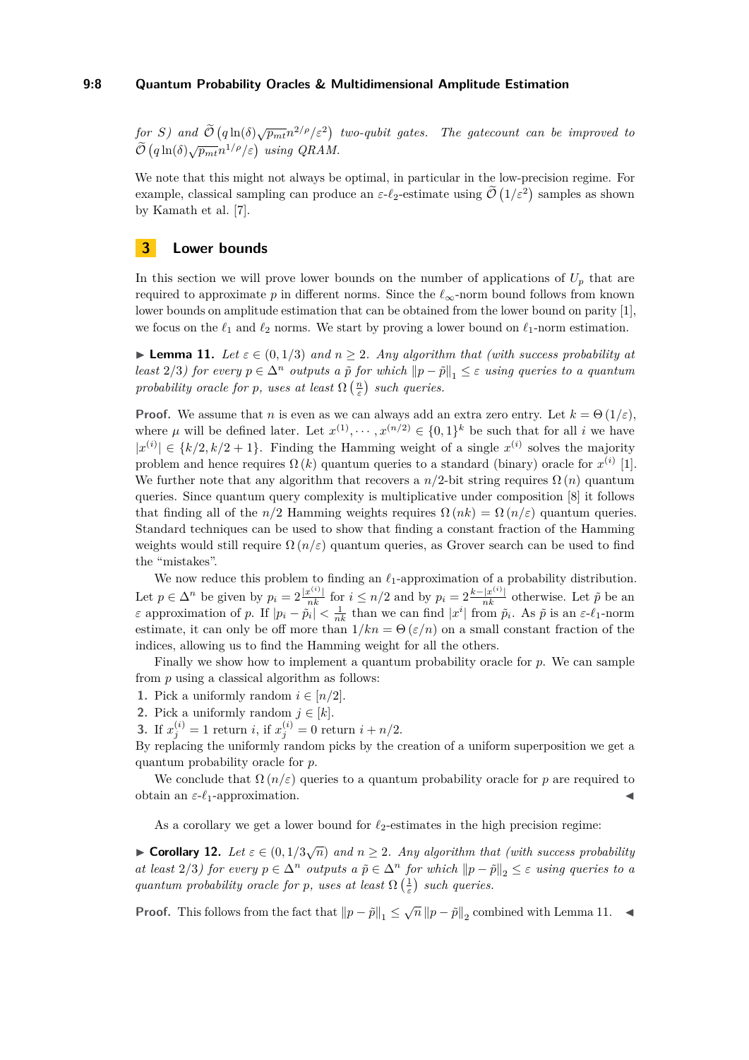*for $S$) and $\widetilde{\mathcal{O}}\left(q\ln(\delta)\sqrt{p_{mt}}n^{2/\rho}/\varepsilon^2\right)$ two-qubit gates. The gatecount can be improved to $\widetilde{\mathcal{O}}\left(q\ln(\delta)\sqrt{p_{mt}}n^{1/\rho}/\varepsilon\right)$ using QRAM.*

We note that this might not always be optimal, in particular in the low-precision regime. For example, classical sampling can produce an $\varepsilon$-$\ell_2$-estimate using $\widetilde{\mathcal{O}}\left(1/\varepsilon^2\right)$ samples as shown by Kamath et al. [7].

## 3 Lower bounds

In this section we will prove lower bounds on the number of applications of $U_p$ that are required to approximate $p$ in different norms. Since the $\ell_\infty$-norm bound follows from known lower bounds on amplitude estimation that can be obtained from the lower bound on parity [1], we focus on the $\ell_1$ and $\ell_2$ norms. We start by proving a lower bound on $\ell_1$-norm estimation.

▶ **Lemma 11.** *Let $\varepsilon \in (0, 1/3)$ and $n \geq 2$. Any algorithm that (with success probability at least $2/3$) for every $p \in \Delta^n$ outputs a $\tilde{p}$ for which $\|p - \tilde{p}\|_1 \leq \varepsilon$ using queries to a quantum probability oracle for $p$, uses at least $\Omega\left(\frac{n}{\varepsilon}\right)$ such queries.*

**Proof.** We assume that $n$ is even as we can always add an extra zero entry. Let $k = \Theta\left(1/\varepsilon\right)$, where $\mu$ will be defined later. Let $x^{(1)}, \cdots, x^{(n/2)} \in \{0,1\}^k$ be such that for all $i$ we have $|x^{(i)}| \in \{k/2, k/2+1\}$. Finding the Hamming weight of a single $x^{(i)}$ solves the majority problem and hence requires $\Omega\left(k\right)$ quantum queries to a standard (binary) oracle for $x^{(i)}$ [1]. We further note that any algorithm that recovers a $n/2$-bit string requires $\Omega\left(n\right)$ quantum queries. Since quantum query complexity is multiplicative under composition [8] it follows that finding all of the $n/2$ Hamming weights requires $\Omega\left(nk\right) = \Omega\left(n/\varepsilon\right)$ quantum queries. Standard techniques can be used to show that finding a constant fraction of the Hamming weights would still require $\Omega\left(n/\varepsilon\right)$ quantum queries, as Grover search can be used to find the "mistakes".

We now reduce this problem to finding an $\ell_1$-approximation of a probability distribution. Let $p \in \Delta^n$ be given by $p_i = 2\frac{|x^{(i)}|}{nk}$ for $i \leq n/2$ and by $p_i = 2\frac{k-|x^{(i)}|}{nk}$ otherwise. Let $\tilde{p}$ be an $\varepsilon$ approximation of $p$. If $|p_i - \tilde{p}_i| < \frac{1}{nk}$ than we can find $|x^i|$ from $\tilde{p}_i$. As $\tilde{p}$ is an $\varepsilon$-$\ell_1$-norm estimate, it can only be off more than $1/kn = \Theta\left(\varepsilon/n\right)$ on a small constant fraction of the indices, allowing us to find the Hamming weight for all the others.

Finally we show how to implement a quantum probability oracle for $p$. We can sample from $p$ using a classical algorithm as follows:

1. Pick a uniformly random $i \in [n/2]$.
2. Pick a uniformly random $j \in [k]$.
3. If $x_j^{(i)} = 1$ return $i$, if $x_j^{(i)} = 0$ return $i + n/2$.

By replacing the uniformly random picks by the creation of a uniform superposition we get a quantum probability oracle for $p$.

We conclude that $\Omega\left(n/\varepsilon\right)$ queries to a quantum probability oracle for $p$ are required to obtain an $\varepsilon$-$\ell_1$-approximation. ◀

As a corollary we get a lower bound for $\ell_2$-estimates in the high precision regime:

▶ **Corollary 12.** *Let $\varepsilon \in (0, 1/3\sqrt{n})$ and $n \geq 2$. Any algorithm that (with success probability at least $2/3$) for every $p \in \Delta^n$ outputs a $\tilde{p} \in \Delta^n$ for which $\|p - \tilde{p}\|_2 \leq \varepsilon$ using queries to a quantum probability oracle for $p$, uses at least $\Omega\left(\frac{1}{\varepsilon}\right)$ such queries.*

**Proof.** This follows from the fact that $\|p - \tilde{p}\|_1 \leq \sqrt{n}\,\|p - \tilde{p}\|_2$ combined with Lemma 11. ◀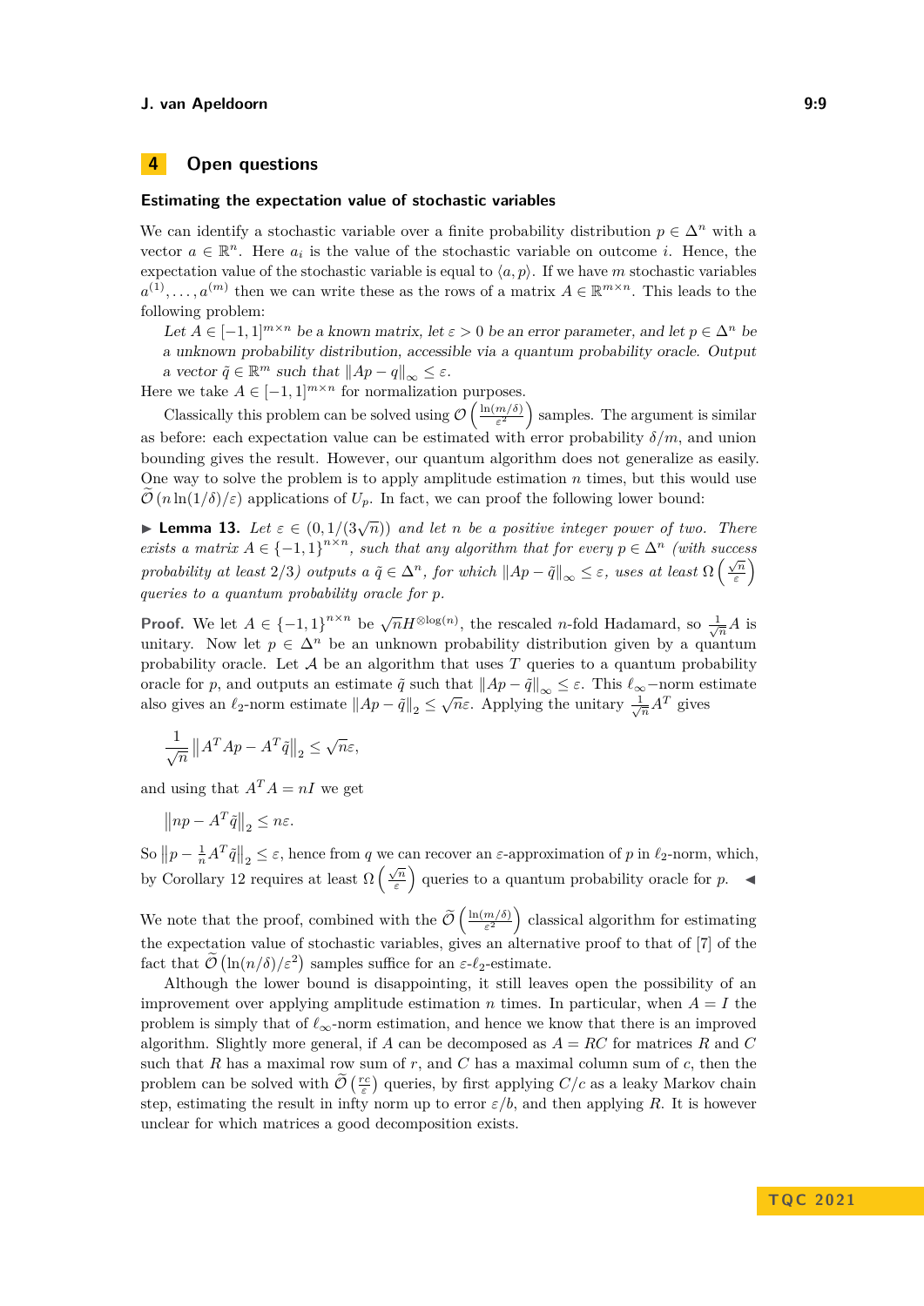## 4 Open questions

### Estimating the expectation value of stochastic variables

We can identify a stochastic variable over a finite probability distribution $p \in \Delta^n$ with a vector $a \in \mathbb{R}^n$. Here $a_i$ is the value of the stochastic variable on outcome $i$. Hence, the expectation value of the stochastic variable is equal to $\langle a, p \rangle$. If we have $m$ stochastic variables $a^{(1)}, \ldots, a^{(m)}$ then we can write these as the rows of a matrix $A \in \mathbb{R}^{m \times n}$. This leads to the following problem:

*Let $A \in [-1,1]^{m \times n}$ be a known matrix, let $\varepsilon > 0$ be an error parameter, and let $p \in \Delta^n$ be a unknown probability distribution, accessible via a quantum probability oracle. Output a vector $\tilde{q} \in \mathbb{R}^m$ such that $\|Ap - q\|_\infty \leq \varepsilon$.*

Here we take $A \in [-1,1]^{m \times n}$ for normalization purposes.

Classically this problem can be solved using $\mathcal{O}\left(\frac{\ln(m/\delta)}{\varepsilon^2}\right)$ samples. The argument is similar as before: each expectation value can be estimated with error probability $\delta/m$, and union bounding gives the result. However, our quantum algorithm does not generalize as easily. One way to solve the problem is to apply amplitude estimation $n$ times, but this would use $\widetilde{\mathcal{O}}\left(n \ln(1/\delta)/\varepsilon\right)$ applications of $U_p$. In fact, we can proof the following lower bound:

▶ **Lemma 13.** *Let $\varepsilon \in (0, 1/(3\sqrt{n}))$ and let $n$ be a positive integer power of two. There exists a matrix $A \in \{-1,1\}^{n \times n}$, such that any algorithm that for every $p \in \Delta^n$ (with success probability at least $2/3$) outputs a $\tilde{q} \in \Delta^n$, for which $\|Ap - \tilde{q}\|_\infty \leq \varepsilon$, uses at least $\Omega\left(\frac{\sqrt{n}}{\varepsilon}\right)$ queries to a quantum probability oracle for $p$.*

**Proof.** We let $A \in \{-1,1\}^{n \times n}$ be $\sqrt{n}H^{\otimes \log(n)}$, the rescaled $n$-fold Hadamard, so $\frac{1}{\sqrt{n}}A$ is unitary. Now let $p \in \Delta^n$ be an unknown probability distribution given by a quantum probability oracle. Let $\mathcal{A}$ be an algorithm that uses $T$ queries to a quantum probability oracle for $p$, and outputs an estimate $\tilde{q}$ such that $\|Ap - \tilde{q}\|_\infty \leq \varepsilon$. This $\ell_\infty$−norm estimate also gives an $\ell_2$-norm estimate $\|Ap - \tilde{q}\|_2 \leq \sqrt{n}\varepsilon$. Applying the unitary $\frac{1}{\sqrt{n}}A^T$ gives

$$\frac{1}{\sqrt{n}}\left\|A^T Ap - A^T \tilde{q}\right\|_2 \leq \sqrt{n}\varepsilon,$$

and using that $A^T A = nI$ we get

$$\left\|np - A^T \tilde{q}\right\|_2 \leq n\varepsilon.$$

So $\left\|p - \frac{1}{n}A^T \tilde{q}\right\|_2 \leq \varepsilon$, hence from $q$ we can recover an $\varepsilon$-approximation of $p$ in $\ell_2$-norm, which, by Corollary 12 requires at least $\Omega\left(\frac{\sqrt{n}}{\varepsilon}\right)$ queries to a quantum probability oracle for $p$. ◀

We note that the proof, combined with the $\widetilde{\mathcal{O}}\left(\frac{\ln(m/\delta)}{\varepsilon^2}\right)$ classical algorithm for estimating the expectation value of stochastic variables, gives an alternative proof to that of [7] of the fact that $\widetilde{\mathcal{O}}\left(\ln(n/\delta)/\varepsilon^2\right)$ samples suffice for an $\varepsilon$-$\ell_2$-estimate.

Although the lower bound is disappointing, it still leaves open the possibility of an improvement over applying amplitude estimation $n$ times. In particular, when $A = I$ the problem is simply that of $\ell_\infty$-norm estimation, and hence we know that there is an improved algorithm. Slightly more general, if $A$ can be decomposed as $A = RC$ for matrices $R$ and $C$ such that $R$ has a maximal row sum of $r$, and $C$ has a maximal column sum of $c$, then the problem can be solved with $\widetilde{\mathcal{O}}\left(\frac{rc}{\varepsilon}\right)$ queries, by first applying $C/c$ as a leaky Markov chain step, estimating the result in infty norm up to error $\varepsilon/b$, and then applying $R$. It is however unclear for which matrices a good decomposition exists.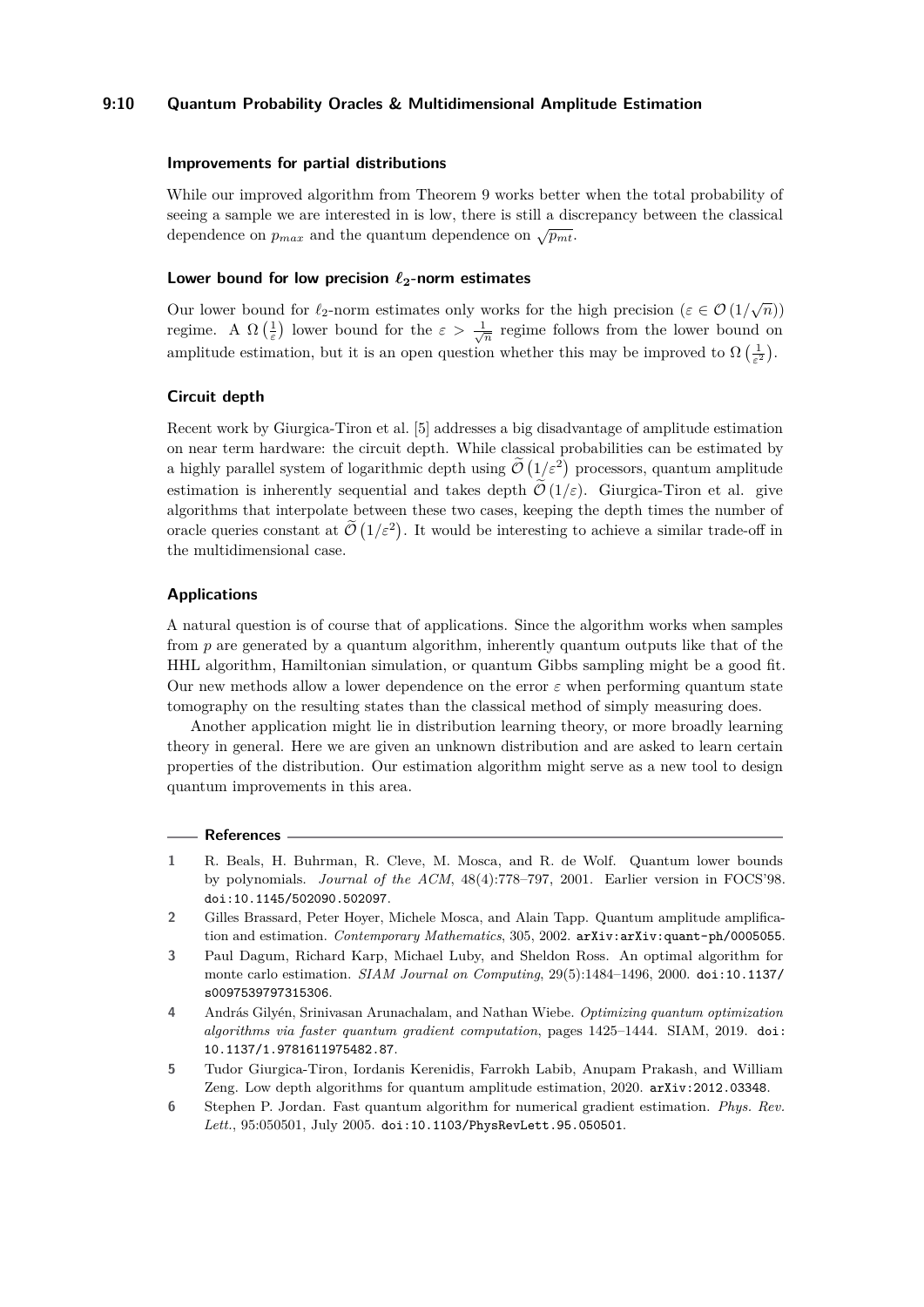### Improvements for partial distributions

While our improved algorithm from Theorem 9 works better when the total probability of seeing a sample we are interested in is low, there is still a discrepancy between the classical dependence on $p_{max}$ and the quantum dependence on $\sqrt{p_{mt}}$.

### Lower bound for low precision $\ell_2$-norm estimates

Our lower bound for $\ell_2$-norm estimates only works for the high precision ($\varepsilon \in \mathcal{O}(1/\sqrt{n})$) regime. A $\Omega\left(\frac{1}{\varepsilon}\right)$ lower bound for the $\varepsilon > \frac{1}{\sqrt{n}}$ regime follows from the lower bound on amplitude estimation, but it is an open question whether this may be improved to $\Omega\left(\frac{1}{\varepsilon^2}\right)$.

### Circuit depth

Recent work by Giurgica-Tiron et al. [5] addresses a big disadvantage of amplitude estimation on near term hardware: the circuit depth. While classical probabilities can be estimated by a highly parallel system of logarithmic depth using $\widetilde{\mathcal{O}}\left(1/\varepsilon^2\right)$ processors, quantum amplitude estimation is inherently sequential and takes depth $\widetilde{\mathcal{O}}\left(1/\varepsilon\right)$. Giurgica-Tiron et al. give algorithms that interpolate between these two cases, keeping the depth times the number of oracle queries constant at $\widetilde{\mathcal{O}}\left(1/\varepsilon^2\right)$. It would be interesting to achieve a similar trade-off in the multidimensional case.

### Applications

A natural question is of course that of applications. Since the algorithm works when samples from $p$ are generated by a quantum algorithm, inherently quantum outputs like that of the HHL algorithm, Hamiltonian simulation, or quantum Gibbs sampling might be a good fit. Our new methods allow a lower dependence on the error $\varepsilon$ when performing quantum state tomography on the resulting states than the classical method of simply measuring does.

Another application might lie in distribution learning theory, or more broadly learning theory in general. Here we are given an unknown distribution and are asked to learn certain properties of the distribution. Our estimation algorithm might serve as a new tool to design quantum improvements in this area.

## References

1. R. Beals, H. Buhrman, R. Cleve, M. Mosca, and R. de Wolf. Quantum lower bounds by polynomials. *Journal of the ACM*, 48(4):778–797, 2001. Earlier version in FOCS'98. doi:10.1145/502090.502097.
2. Gilles Brassard, Peter Hoyer, Michele Mosca, and Alain Tapp. Quantum amplitude amplification and estimation. *Contemporary Mathematics*, 305, 2002. arXiv:arXiv:quant-ph/0005055.
3. Paul Dagum, Richard Karp, Michael Luby, and Sheldon Ross. An optimal algorithm for monte carlo estimation. *SIAM Journal on Computing*, 29(5):1484–1496, 2000. doi:10.1137/s0097539797315306.
4. András Gilyén, Srinivasan Arunachalam, and Nathan Wiebe. *Optimizing quantum optimization algorithms via faster quantum gradient computation*, pages 1425–1444. SIAM, 2019. doi:10.1137/1.9781611975482.87.
5. Tudor Giurgica-Tiron, Iordanis Kerenidis, Farrokh Labib, Anupam Prakash, and William Zeng. Low depth algorithms for quantum amplitude estimation, 2020. arXiv:2012.03348.
6. Stephen P. Jordan. Fast quantum algorithm for numerical gradient estimation. *Phys. Rev. Lett.*, 95:050501, July 2005. doi:10.1103/PhysRevLett.95.050501.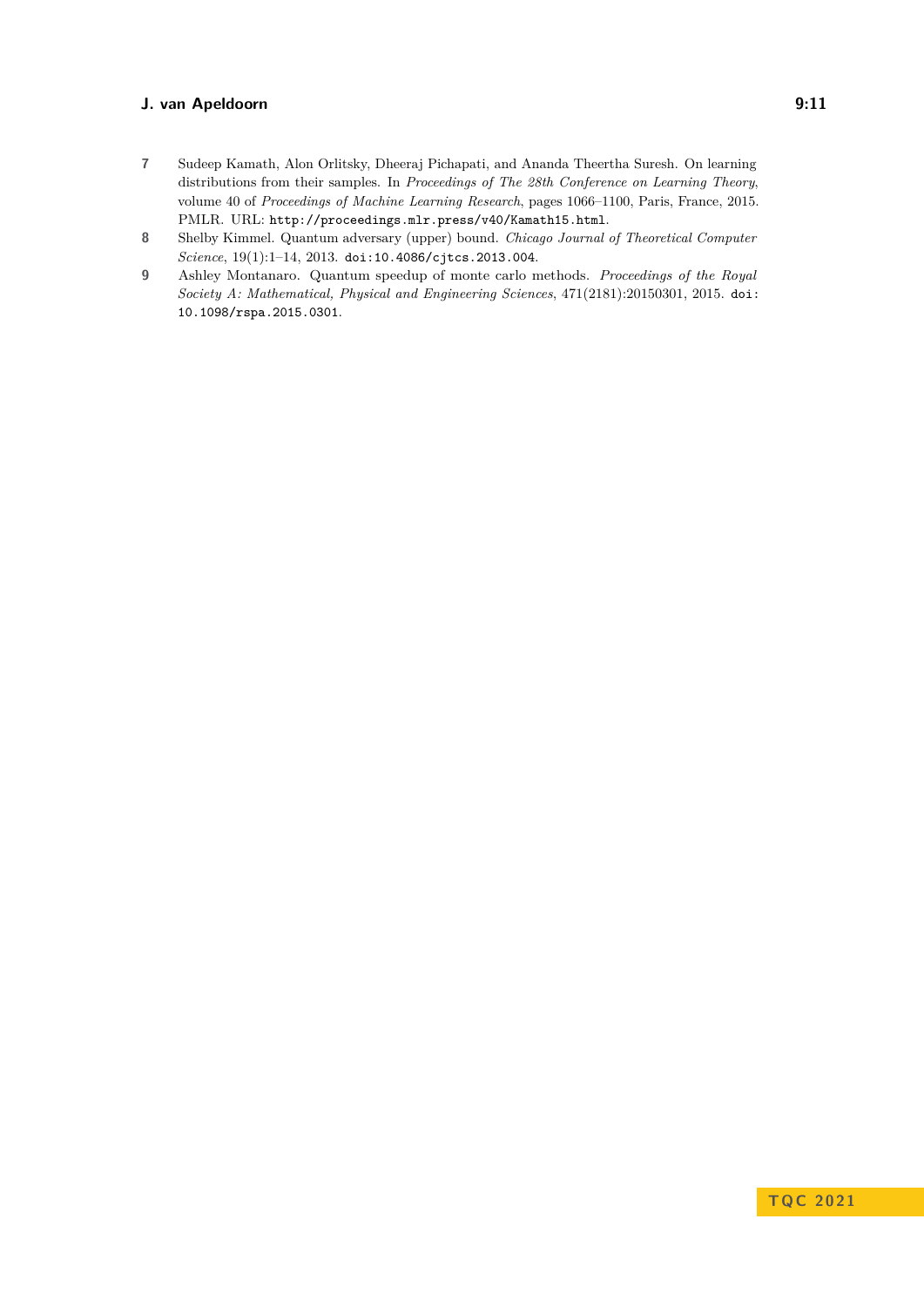7. Sudeep Kamath, Alon Orlitsky, Dheeraj Pichapati, and Ananda Theertha Suresh. On learning distributions from their samples. In *Proceedings of The 28th Conference on Learning Theory*, volume 40 of *Proceedings of Machine Learning Research*, pages 1066–1100, Paris, France, 2015. PMLR. URL: `http://proceedings.mlr.press/v40/Kamath15.html`.
8. Shelby Kimmel. Quantum adversary (upper) bound. *Chicago Journal of Theoretical Computer Science*, 19(1):1–14, 2013. `doi:10.4086/cjtcs.2013.004`.
9. Ashley Montanaro. Quantum speedup of monte carlo methods. *Proceedings of the Royal Society A: Mathematical, Physical and Engineering Sciences*, 471(2181):20150301, 2015. `doi:10.1098/rspa.2015.0301`.